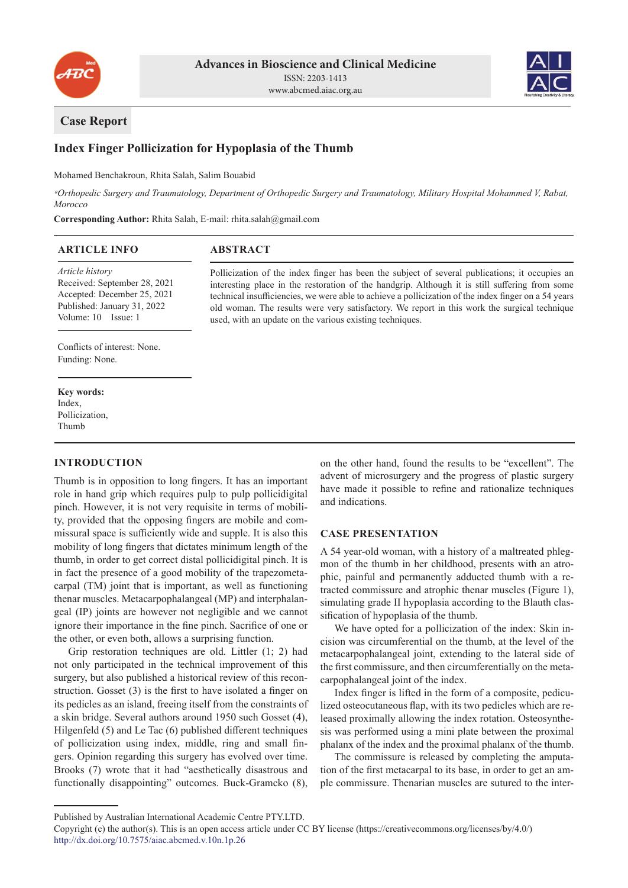Advances in Bioscience and Clinical Medicine
ISSN: 2203-1413
www.abcmed.aiac.org.au

**Case Report**

# Index Finger Pollicization for Hypoplasia of the Thumb

Mohamed Benchakroun, Rhita Salah, Salim Bouabid

*[a]Orthopedic Surgery and Traumatology, Department of Orthopedic Surgery and Traumatology, Military Hospital Mohammed V, Rabat, Morocco*

**Corresponding Author:** Rhita Salah, E-mail: rhita.salah@gmail.com

## ARTICLE INFO

*Article history*
Received: September 28, 2021
Accepted: December 25, 2021
Published: January 31, 2022
Volume: 10 Issue: 1

Conflicts of interest: None.
Funding: None.

**Key words:**
Index,
Pollicization,
Thumb

## ABSTRACT

Pollicization of the index finger has been the subject of several publications; it occupies an interesting place in the restoration of the handgrip. Although it is still suffering from some technical insufficiencies, we were able to achieve a pollicization of the index finger on a 54 years old woman. The results were very satisfactory. We report in this work the surgical technique used, with an update on the various existing techniques.

## INTRODUCTION

Thumb is in opposition to long fingers. It has an important role in hand grip which requires pulp to pulp pollicidigital pinch. However, it is not very requisite in terms of mobility, provided that the opposing fingers are mobile and commissural space is sufficiently wide and supple. It is also this mobility of long fingers that dictates minimum length of the thumb, in order to get correct distal pollicidigital pinch. It is in fact the presence of a good mobility of the trapezometacarpal (TM) joint that is important, as well as functioning thenar muscles. Metacarpophalangeal (MP) and interphalangeal (IP) joints are however not negligible and we cannot ignore their importance in the fine pinch. Sacrifice of one or the other, or even both, allows a surprising function.

Grip restoration techniques are old. Littler (1; 2) had not only participated in the technical improvement of this surgery, but also published a historical review of this reconstruction. Gosset (3) is the first to have isolated a finger on its pedicles as an island, freeing itself from the constraints of a skin bridge. Several authors around 1950 such Gosset (4), Hilgenfeld (5) and Le Tac (6) published different techniques of pollicization using index, middle, ring and small fingers. Opinion regarding this surgery has evolved over time. Brooks (7) wrote that it had "aesthetically disastrous and functionally disappointing" outcomes. Buck-Gramcko (8), on the other hand, found the results to be "excellent". The advent of microsurgery and the progress of plastic surgery have made it possible to refine and rationalize techniques and indications.

## CASE PRESENTATION

A 54 year-old woman, with a history of a maltreated phlegmon of the thumb in her childhood, presents with an atrophic, painful and permanently adducted thumb with a retracted commissure and atrophic thenar muscles (Figure 1), simulating grade II hypoplasia according to the Blauth classification of hypoplasia of the thumb.

We have opted for a pollicization of the index: Skin incision was circumferential on the thumb, at the level of the metacarpophalangeal joint, extending to the lateral side of the first commissure, and then circumferentially on the metacarpophalangeal joint of the index.

Index finger is lifted in the form of a composite, pediculized osteocutaneous flap, with its two pedicles which are released proximally allowing the index rotation. Osteosynthesis was performed using a mini plate between the proximal phalanx of the index and the proximal phalanx of the thumb.

The commissure is released by completing the amputation of the first metacarpal to its base, in order to get an ample commissure. Thenarian muscles are sutured to the inter-

Published by Australian International Academic Centre PTY.LTD.
Copyright (c) the author(s). This is an open access article under CC BY license (https://creativecommons.org/licenses/by/4.0/)
http://dx.doi.org/10.7575/aiac.abcmed.v.10n.1p.26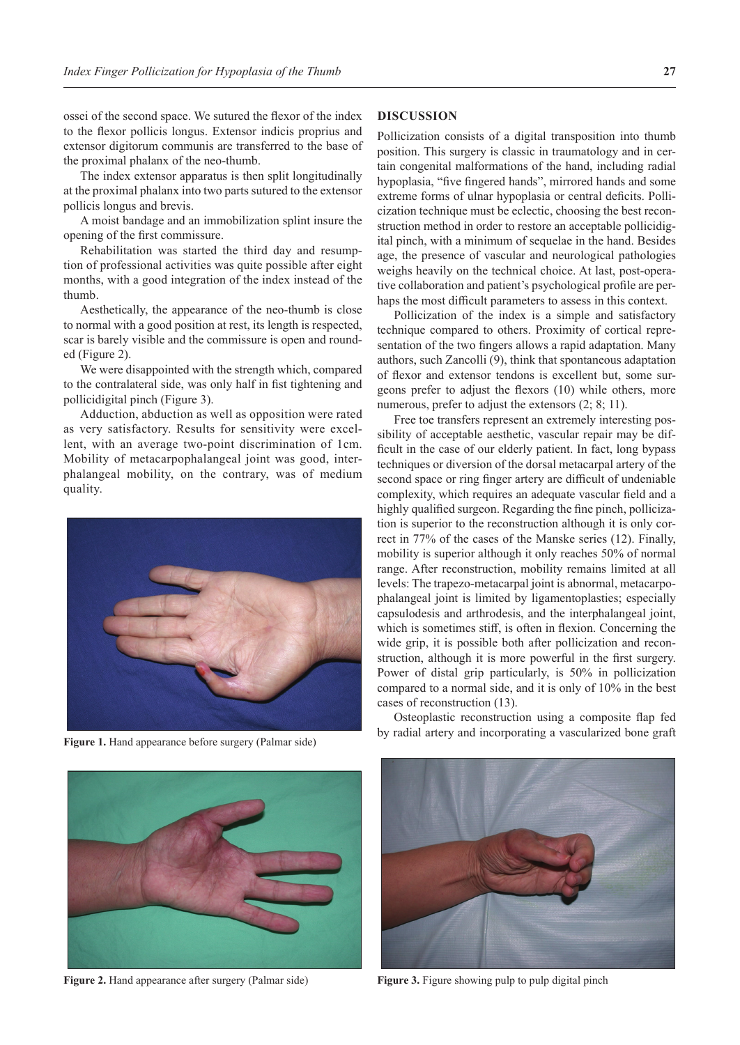ossei of the second space. We sutured the flexor of the index to the flexor pollicis longus. Extensor indicis proprius and extensor digitorum communis are transferred to the base of the proximal phalanx of the neo-thumb.

The index extensor apparatus is then split longitudinally at the proximal phalanx into two parts sutured to the extensor pollicis longus and brevis.

A moist bandage and an immobilization splint insure the opening of the first commissure.

Rehabilitation was started the third day and resumption of professional activities was quite possible after eight months, with a good integration of the index instead of the thumb.

Aesthetically, the appearance of the neo-thumb is close to normal with a good position at rest, its length is respected, scar is barely visible and the commissure is open and rounded (Figure 2).

We were disappointed with the strength which, compared to the contralateral side, was only half in fist tightening and pollicidigital pinch (Figure 3).

Adduction, abduction as well as opposition were rated as very satisfactory. Results for sensitivity were excellent, with an average two-point discrimination of 1cm. Mobility of metacarpophalangeal joint was good, interphalangeal mobility, on the contrary, was of medium quality.

**Figure 1.** Hand appearance before surgery (Palmar side)

## DISCUSSION

Pollicization consists of a digital transposition into thumb position. This surgery is classic in traumatology and in certain congenital malformations of the hand, including radial hypoplasia, "five fingered hands", mirrored hands and some extreme forms of ulnar hypoplasia or central deficits. Pollicization technique must be eclectic, choosing the best reconstruction method in order to restore an acceptable pollicidigital pinch, with a minimum of sequelae in the hand. Besides age, the presence of vascular and neurological pathologies weighs heavily on the technical choice. At last, post-operative collaboration and patient's psychological profile are perhaps the most difficult parameters to assess in this context.

Pollicization of the index is a simple and satisfactory technique compared to others. Proximity of cortical representation of the two fingers allows a rapid adaptation. Many authors, such Zancolli (9), think that spontaneous adaptation of flexor and extensor tendons is excellent but, some surgeons prefer to adjust the flexors (10) while others, more numerous, prefer to adjust the extensors (2; 8; 11).

Free toe transfers represent an extremely interesting possibility of acceptable aesthetic, vascular repair may be difficult in the case of our elderly patient. In fact, long bypass techniques or diversion of the dorsal metacarpal artery of the second space or ring finger artery are difficult of undeniable complexity, which requires an adequate vascular field and a highly qualified surgeon. Regarding the fine pinch, pollicization is superior to the reconstruction although it is only correct in 77% of the cases of the Manske series (12). Finally, mobility is superior although it only reaches 50% of normal range. After reconstruction, mobility remains limited at all levels: The trapezo-metacarpal joint is abnormal, metacarpophalangeal joint is limited by ligamentoplasties; especially capsulodesis and arthrodesis, and the interphalangeal joint, which is sometimes stiff, is often in flexion. Concerning the wide grip, it is possible both after pollicization and reconstruction, although it is more powerful in the first surgery. Power of distal grip particularly, is 50% in pollicization compared to a normal side, and it is only of 10% in the best cases of reconstruction (13).

Osteoplastic reconstruction using a composite flap fed by radial artery and incorporating a vascularized bone graft

**Figure 2.** Hand appearance after surgery (Palmar side)

**Figure 3.** Figure showing pulp to pulp digital pinch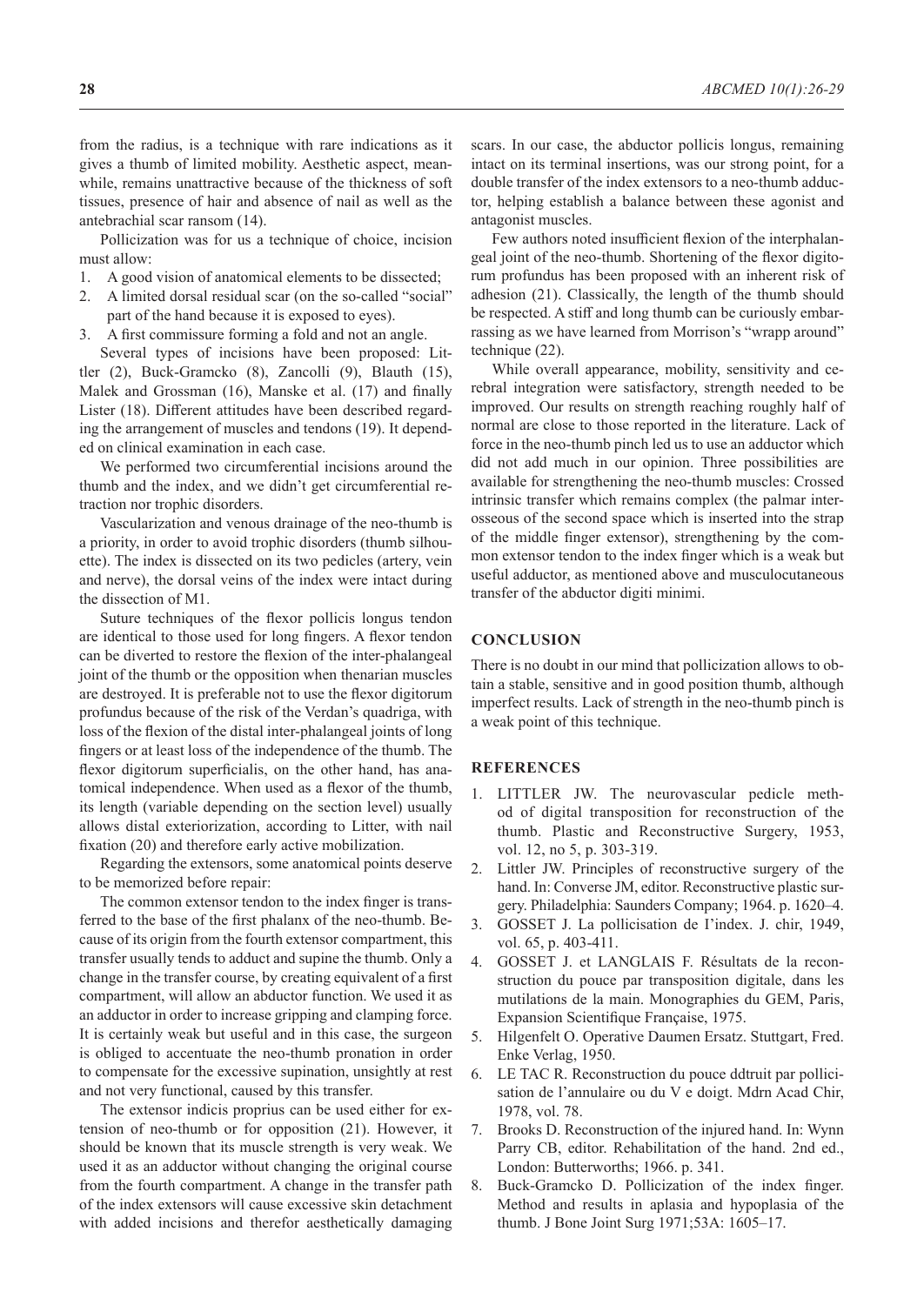from the radius, is a technique with rare indications as it gives a thumb of limited mobility. Aesthetic aspect, meanwhile, remains unattractive because of the thickness of soft tissues, presence of hair and absence of nail as well as the antebrachial scar ransom (14).

Pollicization was for us a technique of choice, incision must allow:

1. A good vision of anatomical elements to be dissected;
2. A limited dorsal residual scar (on the so-called "social" part of the hand because it is exposed to eyes).
3. A first commissure forming a fold and not an angle.

Several types of incisions have been proposed: Littler (2), Buck-Gramcko (8), Zancolli (9), Blauth (15), Malek and Grossman (16), Manske et al. (17) and finally Lister (18). Different attitudes have been described regarding the arrangement of muscles and tendons (19). It depended on clinical examination in each case.

We performed two circumferential incisions around the thumb and the index, and we didn't get circumferential retraction nor trophic disorders.

Vascularization and venous drainage of the neo-thumb is a priority, in order to avoid trophic disorders (thumb silhouette). The index is dissected on its two pedicles (artery, vein and nerve), the dorsal veins of the index were intact during the dissection of M1.

Suture techniques of the flexor pollicis longus tendon are identical to those used for long fingers. A flexor tendon can be diverted to restore the flexion of the inter-phalangeal joint of the thumb or the opposition when thenarian muscles are destroyed. It is preferable not to use the flexor digitorum profundus because of the risk of the Verdan's quadriga, with loss of the flexion of the distal inter-phalangeal joints of long fingers or at least loss of the independence of the thumb. The flexor digitorum superficialis, on the other hand, has anatomical independence. When used as a flexor of the thumb, its length (variable depending on the section level) usually allows distal exteriorization, according to Litter, with nail fixation (20) and therefore early active mobilization.

Regarding the extensors, some anatomical points deserve to be memorized before repair:

The common extensor tendon to the index finger is transferred to the base of the first phalanx of the neo-thumb. Because of its origin from the fourth extensor compartment, this transfer usually tends to adduct and supine the thumb. Only a change in the transfer course, by creating equivalent of a first compartment, will allow an abductor function. We used it as an adductor in order to increase gripping and clamping force. It is certainly weak but useful and in this case, the surgeon is obliged to accentuate the neo-thumb pronation in order to compensate for the excessive supination, unsightly at rest and not very functional, caused by this transfer.

The extensor indicis proprius can be used either for extension of neo-thumb or for opposition (21). However, it should be known that its muscle strength is very weak. We used it as an adductor without changing the original course from the fourth compartment. A change in the transfer path of the index extensors will cause excessive skin detachment with added incisions and therefor aesthetically damaging scars. In our case, the abductor pollicis longus, remaining intact on its terminal insertions, was our strong point, for a double transfer of the index extensors to a neo-thumb adductor, helping establish a balance between these agonist and antagonist muscles.

Few authors noted insufficient flexion of the interphalangeal joint of the neo-thumb. Shortening of the flexor digitorum profundus has been proposed with an inherent risk of adhesion (21). Classically, the length of the thumb should be respected. A stiff and long thumb can be curiously embarrassing as we have learned from Morrison's "wrapp around" technique (22).

While overall appearance, mobility, sensitivity and cerebral integration were satisfactory, strength needed to be improved. Our results on strength reaching roughly half of normal are close to those reported in the literature. Lack of force in the neo-thumb pinch led us to use an adductor which did not add much in our opinion. Three possibilities are available for strengthening the neo-thumb muscles: Crossed intrinsic transfer which remains complex (the palmar interosseous of the second space which is inserted into the strap of the middle finger extensor), strengthening by the common extensor tendon to the index finger which is a weak but useful adductor, as mentioned above and musculocutaneous transfer of the abductor digiti minimi.

## CONCLUSION

There is no doubt in our mind that pollicization allows to obtain a stable, sensitive and in good position thumb, although imperfect results. Lack of strength in the neo-thumb pinch is a weak point of this technique.

## REFERENCES

1. LITTLER JW. The neurovascular pedicle method of digital transposition for reconstruction of the thumb. Plastic and Reconstructive Surgery, 1953, vol. 12, no 5, p. 303-319.
2. Littler JW. Principles of reconstructive surgery of the hand. In: Converse JM, editor. Reconstructive plastic surgery. Philadelphia: Saunders Company; 1964. p. 1620–4.
3. GOSSET J. La pollicisation de I'index. J. chir, 1949, vol. 65, p. 403-411.
4. GOSSET J. et LANGLAIS F. Résultats de la reconstruction du pouce par transposition digitale, dans les mutilations de la main. Monographies du GEM, Paris, Expansion Scientifique Française, 1975.
5. Hilgenfelt O. Operative Daumen Ersatz. Stuttgart, Fred. Enke Verlag, 1950.
6. LE TAC R. Reconstruction du pouce ddtruit par pollicisation de l'annulaire ou du V e doigt. Mdrn Acad Chir, 1978, vol. 78.
7. Brooks D. Reconstruction of the injured hand. In: Wynn Parry CB, editor. Rehabilitation of the hand. 2nd ed., London: Butterworths; 1966. p. 341.
8. Buck-Gramcko D. Pollicization of the index finger. Method and results in aplasia and hypoplasia of the thumb. J Bone Joint Surg 1971;53A: 1605–17.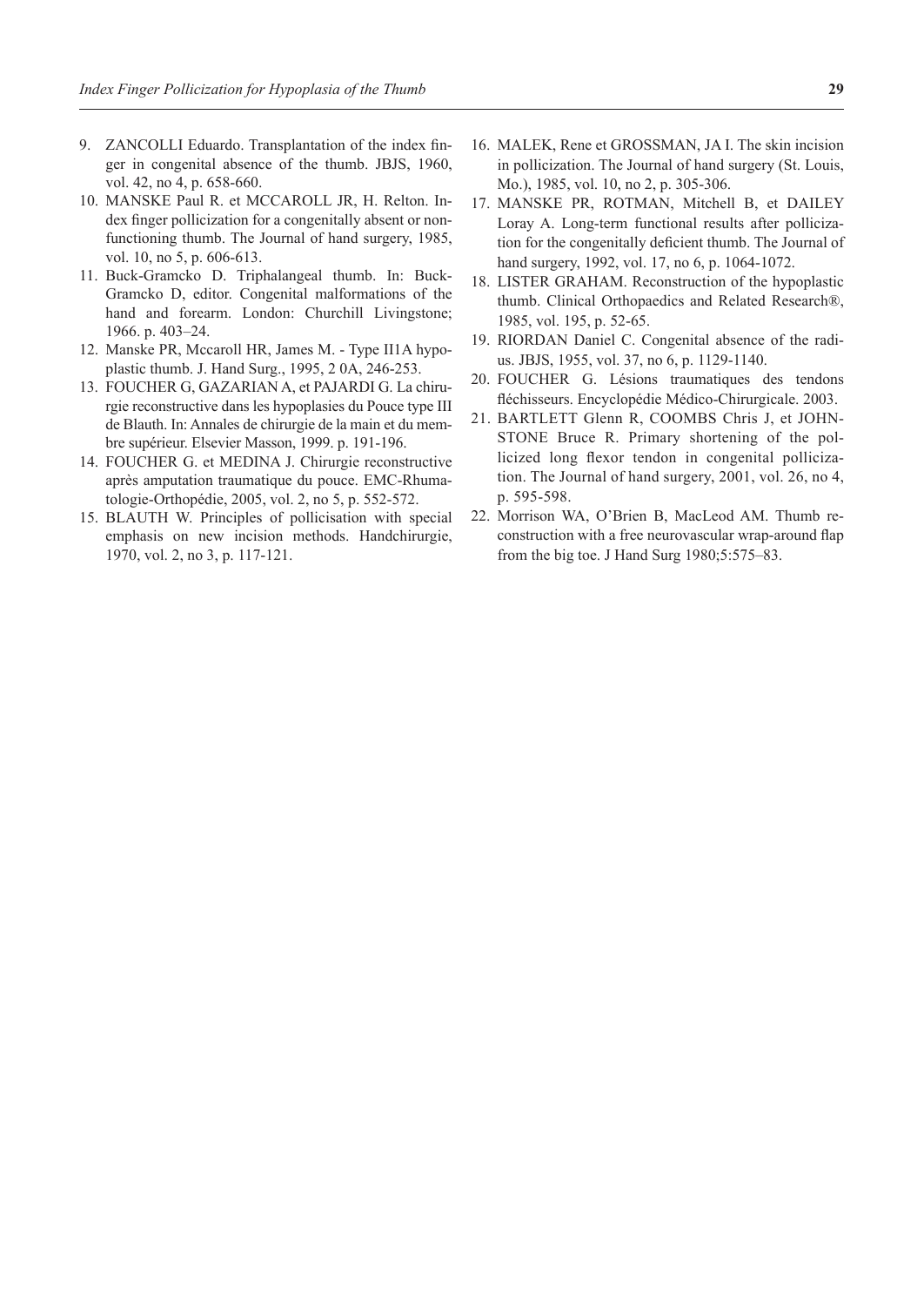9. ZANCOLLI Eduardo. Transplantation of the index finger in congenital absence of the thumb. JBJS, 1960, vol. 42, no 4, p. 658-660.
10. MANSKE Paul R. et MCCAROLL JR, H. Relton. Index finger pollicization for a congenitally absent or nonfunctioning thumb. The Journal of hand surgery, 1985, vol. 10, no 5, p. 606-613.
11. Buck-Gramcko D. Triphalangeal thumb. In: Buck-Gramcko D, editor. Congenital malformations of the hand and forearm. London: Churchill Livingstone; 1966. p. 403–24.
12. Manske PR, Mccaroll HR, James M. - Type II1A hypoplastic thumb. J. Hand Surg., 1995, 2 0A, 246-253.
13. FOUCHER G, GAZARIAN A, et PAJARDI G. La chirurgie reconstructive dans les hypoplasies du Pouce type III de Blauth. In: Annales de chirurgie de la main et du membre supérieur. Elsevier Masson, 1999. p. 191-196.
14. FOUCHER G. et MEDINA J. Chirurgie reconstructive après amputation traumatique du pouce. EMC-Rhumatologie-Orthopédie, 2005, vol. 2, no 5, p. 552-572.
15. BLAUTH W. Principles of pollicisation with special emphasis on new incision methods. Handchirurgie, 1970, vol. 2, no 3, p. 117-121.
16. MALEK, Rene et GROSSMAN, JA I. The skin incision in pollicization. The Journal of hand surgery (St. Louis, Mo.), 1985, vol. 10, no 2, p. 305-306.
17. MANSKE PR, ROTMAN, Mitchell B, et DAILEY Loray A. Long-term functional results after pollicization for the congenitally deficient thumb. The Journal of hand surgery, 1992, vol. 17, no 6, p. 1064-1072.
18. LISTER GRAHAM. Reconstruction of the hypoplastic thumb. Clinical Orthopaedics and Related Research®, 1985, vol. 195, p. 52-65.
19. RIORDAN Daniel C. Congenital absence of the radius. JBJS, 1955, vol. 37, no 6, p. 1129-1140.
20. FOUCHER G. Lésions traumatiques des tendons fléchisseurs. Encyclopédie Médico-Chirurgicale. 2003.
21. BARTLETT Glenn R, COOMBS Chris J, et JOHNSTONE Bruce R. Primary shortening of the pollicized long flexor tendon in congenital pollicization. The Journal of hand surgery, 2001, vol. 26, no 4, p. 595-598.
22. Morrison WA, O'Brien B, MacLeod AM. Thumb reconstruction with a free neurovascular wrap-around flap from the big toe. J Hand Surg 1980;5:575–83.